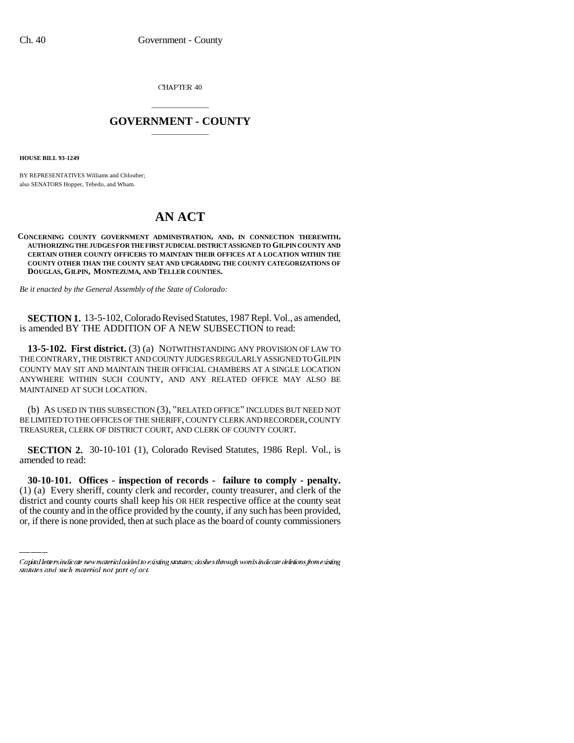CHAPTER 40

# GOVERNMENT - COUNTY

**HOUSE BILL 93-1249**

BY REPRESENTATIVES Williams and Chlouber;
also SENATORS Hopper, Tebedo, and Wham.

# AN ACT

**CONCERNING COUNTY GOVERNMENT ADMINISTRATION, AND, IN CONNECTION THEREWITH, AUTHORIZING THE JUDGES FOR THE FIRST JUDICIAL DISTRICT ASSIGNED TO GILPIN COUNTY AND CERTAIN OTHER COUNTY OFFICERS TO MAINTAIN THEIR OFFICES AT A LOCATION WITHIN THE COUNTY OTHER THAN THE COUNTY SEAT AND UPGRADING THE COUNTY CATEGORIZATIONS OF DOUGLAS, GILPIN, MONTEZUMA, AND TELLER COUNTIES.**

*Be it enacted by the General Assembly of the State of Colorado:*

**SECTION 1.** 13-5-102, Colorado Revised Statutes, 1987 Repl. Vol., as amended, is amended BY THE ADDITION OF A NEW SUBSECTION to read:

**13-5-102. First district.** (3) (a) NOTWITHSTANDING ANY PROVISION OF LAW TO THE CONTRARY, THE DISTRICT AND COUNTY JUDGES REGULARLY ASSIGNED TO GILPIN COUNTY MAY SIT AND MAINTAIN THEIR OFFICIAL CHAMBERS AT A SINGLE LOCATION ANYWHERE WITHIN SUCH COUNTY, AND ANY RELATED OFFICE MAY ALSO BE MAINTAINED AT SUCH LOCATION.

(b) AS USED IN THIS SUBSECTION (3), "RELATED OFFICE" INCLUDES BUT NEED NOT BE LIMITED TO THE OFFICES OF THE SHERIFF, COUNTY CLERK AND RECORDER, COUNTY TREASURER, CLERK OF DISTRICT COURT, AND CLERK OF COUNTY COURT.

**SECTION 2.** 30-10-101 (1), Colorado Revised Statutes, 1986 Repl. Vol., is amended to read:

**30-10-101. Offices - inspection of records - failure to comply - penalty.** (1) (a) Every sheriff, county clerk and recorder, county treasurer, and clerk of the district and county courts shall keep his OR HER respective office at the county seat of the county and in the office provided by the county, if any such has been provided, or, if there is none provided, then at such place as the board of county commissioners

Capital letters indicate new material added to existing statutes; dashes through words indicate deletions from existing statutes and such material not part of act.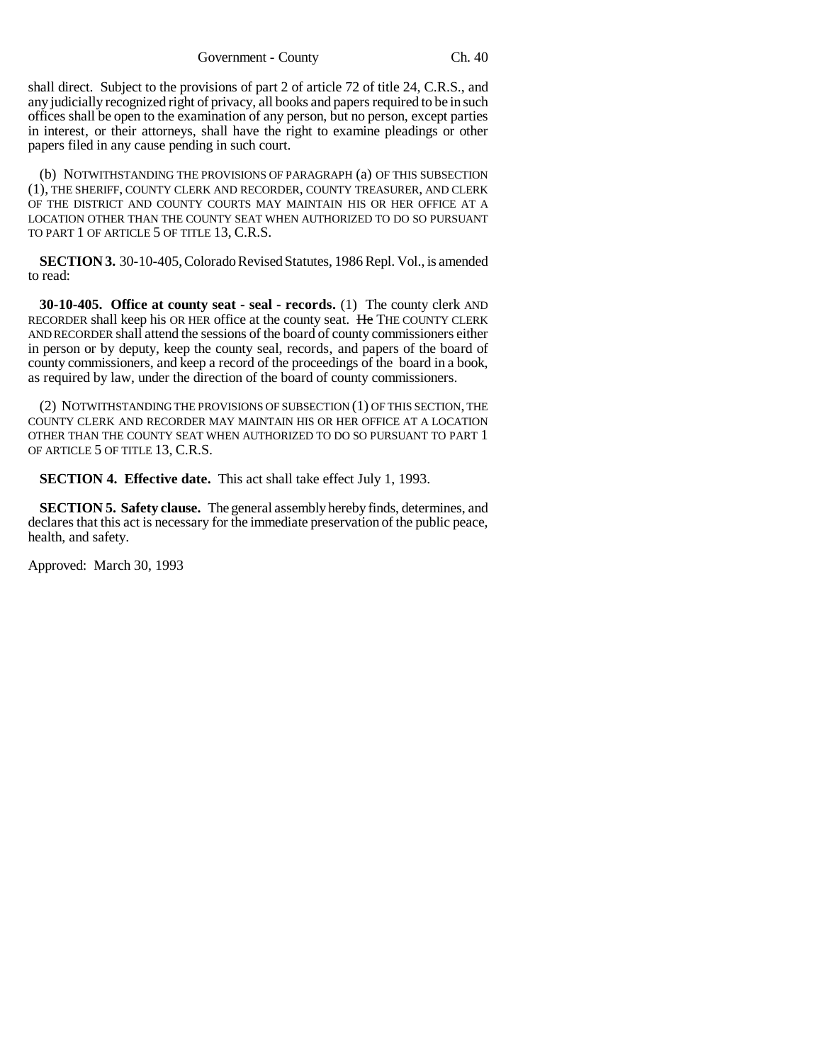shall direct. Subject to the provisions of part 2 of article 72 of title 24, C.R.S., and any judicially recognized right of privacy, all books and papers required to be in such offices shall be open to the examination of any person, but no person, except parties in interest, or their attorneys, shall have the right to examine pleadings or other papers filed in any cause pending in such court.

(b) NOTWITHSTANDING THE PROVISIONS OF PARAGRAPH (a) OF THIS SUBSECTION (1), THE SHERIFF, COUNTY CLERK AND RECORDER, COUNTY TREASURER, AND CLERK OF THE DISTRICT AND COUNTY COURTS MAY MAINTAIN HIS OR HER OFFICE AT A LOCATION OTHER THAN THE COUNTY SEAT WHEN AUTHORIZED TO DO SO PURSUANT TO PART 1 OF ARTICLE 5 OF TITLE 13, C.R.S.

**SECTION 3.** 30-10-405, Colorado Revised Statutes, 1986 Repl. Vol., is amended to read:

**30-10-405. Office at county seat - seal - records.** (1) The county clerk AND RECORDER shall keep his OR HER office at the county seat. ~~He~~ THE COUNTY CLERK AND RECORDER shall attend the sessions of the board of county commissioners either in person or by deputy, keep the county seal, records, and papers of the board of county commissioners, and keep a record of the proceedings of the board in a book, as required by law, under the direction of the board of county commissioners.

(2) NOTWITHSTANDING THE PROVISIONS OF SUBSECTION (1) OF THIS SECTION, THE COUNTY CLERK AND RECORDER MAY MAINTAIN HIS OR HER OFFICE AT A LOCATION OTHER THAN THE COUNTY SEAT WHEN AUTHORIZED TO DO SO PURSUANT TO PART 1 OF ARTICLE 5 OF TITLE 13, C.R.S.

**SECTION 4. Effective date.** This act shall take effect July 1, 1993.

**SECTION 5. Safety clause.** The general assembly hereby finds, determines, and declares that this act is necessary for the immediate preservation of the public peace, health, and safety.

Approved: March 30, 1993